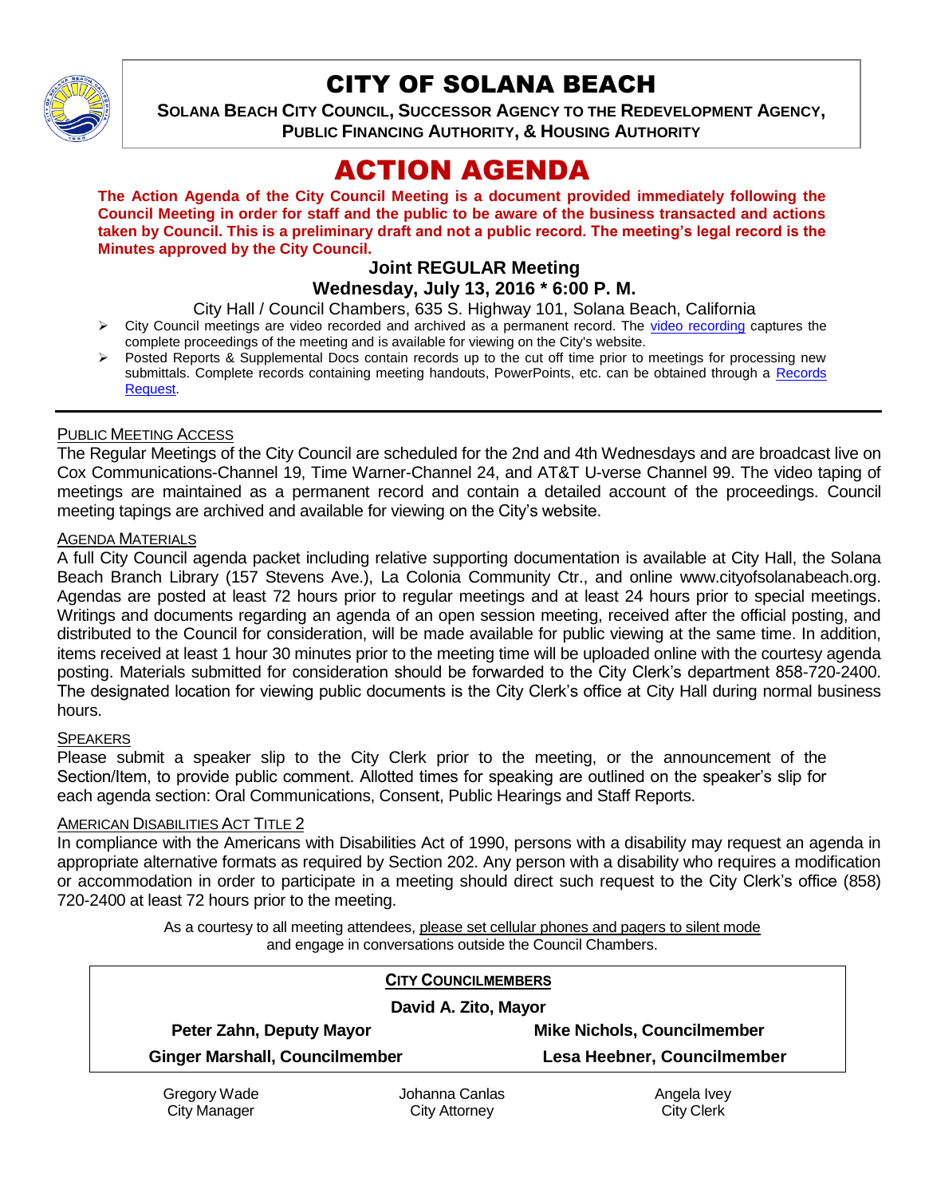# CITY OF SOLANA BEACH

**SOLANA BEACH CITY COUNCIL, SUCCESSOR AGENCY TO THE REDEVELOPMENT AGENCY, PUBLIC FINANCING AUTHORITY, & HOUSING AUTHORITY**

# ACTION AGENDA

**The Action Agenda of the City Council Meeting is a document provided immediately following the Council Meeting in order for staff and the public to be aware of the business transacted and actions taken by Council. This is a preliminary draft and not a public record. The meeting's legal record is the Minutes approved by the City Council.**

### Joint REGULAR Meeting
### Wednesday, July 13, 2016 * 6:00 P. M.

City Hall / Council Chambers, 635 S. Highway 101, Solana Beach, California

- City Council meetings are video recorded and archived as a permanent record. The video recording captures the complete proceedings of the meeting and is available for viewing on the City's website.
- Posted Reports & Supplemental Docs contain records up to the cut off time prior to meetings for processing new submittals. Complete records containing meeting handouts, PowerPoints, etc. can be obtained through a Records Request.

PUBLIC MEETING ACCESS

The Regular Meetings of the City Council are scheduled for the 2nd and 4th Wednesdays and are broadcast live on Cox Communications-Channel 19, Time Warner-Channel 24, and AT&T U-verse Channel 99. The video taping of meetings are maintained as a permanent record and contain a detailed account of the proceedings. Council meeting tapings are archived and available for viewing on the City's website.

AGENDA MATERIALS

A full City Council agenda packet including relative supporting documentation is available at City Hall, the Solana Beach Branch Library (157 Stevens Ave.), La Colonia Community Ctr., and online www.cityofsolanabeach.org. Agendas are posted at least 72 hours prior to regular meetings and at least 24 hours prior to special meetings. Writings and documents regarding an agenda of an open session meeting, received after the official posting, and distributed to the Council for consideration, will be made available for public viewing at the same time. In addition, items received at least 1 hour 30 minutes prior to the meeting time will be uploaded online with the courtesy agenda posting. Materials submitted for consideration should be forwarded to the City Clerk's department 858-720-2400. The designated location for viewing public documents is the City Clerk's office at City Hall during normal business hours.

SPEAKERS

Please submit a speaker slip to the City Clerk prior to the meeting, or the announcement of the Section/Item, to provide public comment. Allotted times for speaking are outlined on the speaker's slip for each agenda section: Oral Communications, Consent, Public Hearings and Staff Reports.

AMERICAN DISABILITIES ACT TITLE 2

In compliance with the Americans with Disabilities Act of 1990, persons with a disability may request an agenda in appropriate alternative formats as required by Section 202. Any person with a disability who requires a modification or accommodation in order to participate in a meeting should direct such request to the City Clerk's office (858) 720-2400 at least 72 hours prior to the meeting.

As a courtesy to all meeting attendees, please set cellular phones and pagers to silent mode and engage in conversations outside the Council Chambers.

**CITY COUNCILMEMBERS**

**David A. Zito, Mayor**

| | |
|---|---|
| **Peter Zahn, Deputy Mayor** | **Mike Nichols, Councilmember** |
| **Ginger Marshall, Councilmember** | **Lesa Heebner, Councilmember** |

| Gregory Wade | Johanna Canlas | Angela Ivey |
|---|---|---|
| City Manager | City Attorney | City Clerk |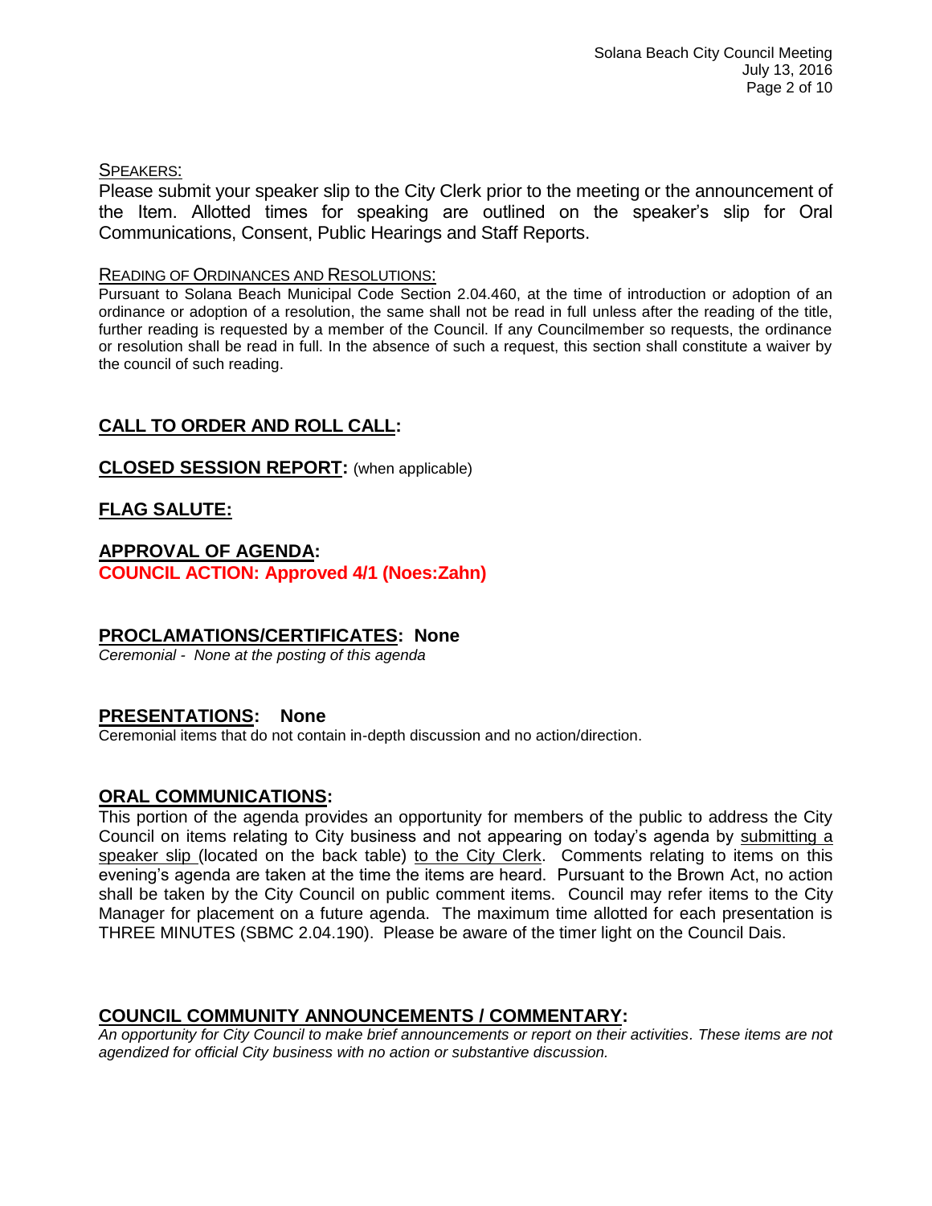SPEAKERS:

Please submit your speaker slip to the City Clerk prior to the meeting or the announcement of the Item. Allotted times for speaking are outlined on the speaker's slip for Oral Communications, Consent, Public Hearings and Staff Reports.

READING OF ORDINANCES AND RESOLUTIONS:

Pursuant to Solana Beach Municipal Code Section 2.04.460, at the time of introduction or adoption of an ordinance or adoption of a resolution, the same shall not be read in full unless after the reading of the title, further reading is requested by a member of the Council. If any Councilmember so requests, the ordinance or resolution shall be read in full. In the absence of such a request, this section shall constitute a waiver by the council of such reading.

## CALL TO ORDER AND ROLL CALL:

## CLOSED SESSION REPORT: (when applicable)

## FLAG SALUTE:

## APPROVAL OF AGENDA:

**COUNCIL ACTION: Approved 4/1 (Noes:Zahn)**

## PROCLAMATIONS/CERTIFICATES: None

*Ceremonial - None at the posting of this agenda*

## PRESENTATIONS: None

Ceremonial items that do not contain in-depth discussion and no action/direction.

## ORAL COMMUNICATIONS:

This portion of the agenda provides an opportunity for members of the public to address the City Council on items relating to City business and not appearing on today's agenda by submitting a speaker slip (located on the back table) to the City Clerk. Comments relating to items on this evening's agenda are taken at the time the items are heard. Pursuant to the Brown Act, no action shall be taken by the City Council on public comment items. Council may refer items to the City Manager for placement on a future agenda. The maximum time allotted for each presentation is THREE MINUTES (SBMC 2.04.190). Please be aware of the timer light on the Council Dais.

## COUNCIL COMMUNITY ANNOUNCEMENTS / COMMENTARY:

*An opportunity for City Council to make brief announcements or report on their activities. These items are not agendized for official City business with no action or substantive discussion.*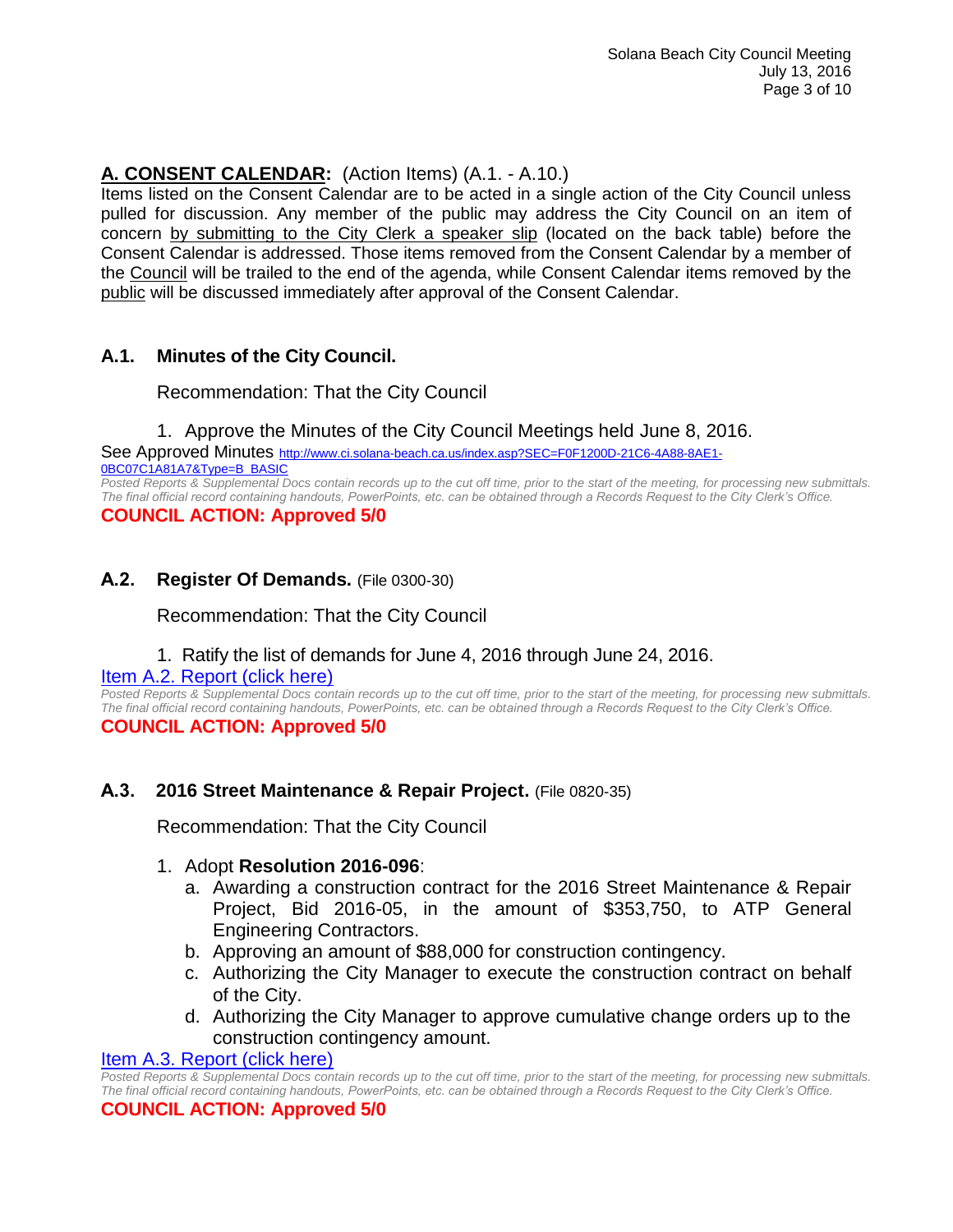## A. CONSENT CALENDAR: (Action Items) (A.1. - A.10.)

Items listed on the Consent Calendar are to be acted in a single action of the City Council unless pulled for discussion. Any member of the public may address the City Council on an item of concern by submitting to the City Clerk a speaker slip (located on the back table) before the Consent Calendar is addressed. Those items removed from the Consent Calendar by a member of the Council will be trailed to the end of the agenda, while Consent Calendar items removed by the public will be discussed immediately after approval of the Consent Calendar.

### A.1. Minutes of the City Council.

Recommendation: That the City Council

1. Approve the Minutes of the City Council Meetings held June 8, 2016.

See Approved Minutes http://www.ci.solana-beach.ca.us/index.asp?SEC=F0F1200D-21C6-4A88-8AE1-0BC07C1A81A7&Type=B_BASIC

*Posted Reports & Supplemental Docs contain records up to the cut off time, prior to the start of the meeting, for processing new submittals. The final official record containing handouts, PowerPoints, etc. can be obtained through a Records Request to the City Clerk's Office.*

**COUNCIL ACTION: Approved 5/0**

### A.2. Register Of Demands. (File 0300-30)

Recommendation: That the City Council

1. Ratify the list of demands for June 4, 2016 through June 24, 2016.

Item A.2. Report (click here)

*Posted Reports & Supplemental Docs contain records up to the cut off time, prior to the start of the meeting, for processing new submittals. The final official record containing handouts, PowerPoints, etc. can be obtained through a Records Request to the City Clerk's Office.*

**COUNCIL ACTION: Approved 5/0**

### A.3. 2016 Street Maintenance & Repair Project. (File 0820-35)

Recommendation: That the City Council

1. Adopt **Resolution 2016-096**:
   a. Awarding a construction contract for the 2016 Street Maintenance & Repair Project, Bid 2016-05, in the amount of $353,750, to ATP General Engineering Contractors.
   b. Approving an amount of $88,000 for construction contingency.
   c. Authorizing the City Manager to execute the construction contract on behalf of the City.
   d. Authorizing the City Manager to approve cumulative change orders up to the construction contingency amount.

Item A.3. Report (click here)

*Posted Reports & Supplemental Docs contain records up to the cut off time, prior to the start of the meeting, for processing new submittals. The final official record containing handouts, PowerPoints, etc. can be obtained through a Records Request to the City Clerk's Office.*

**COUNCIL ACTION: Approved 5/0**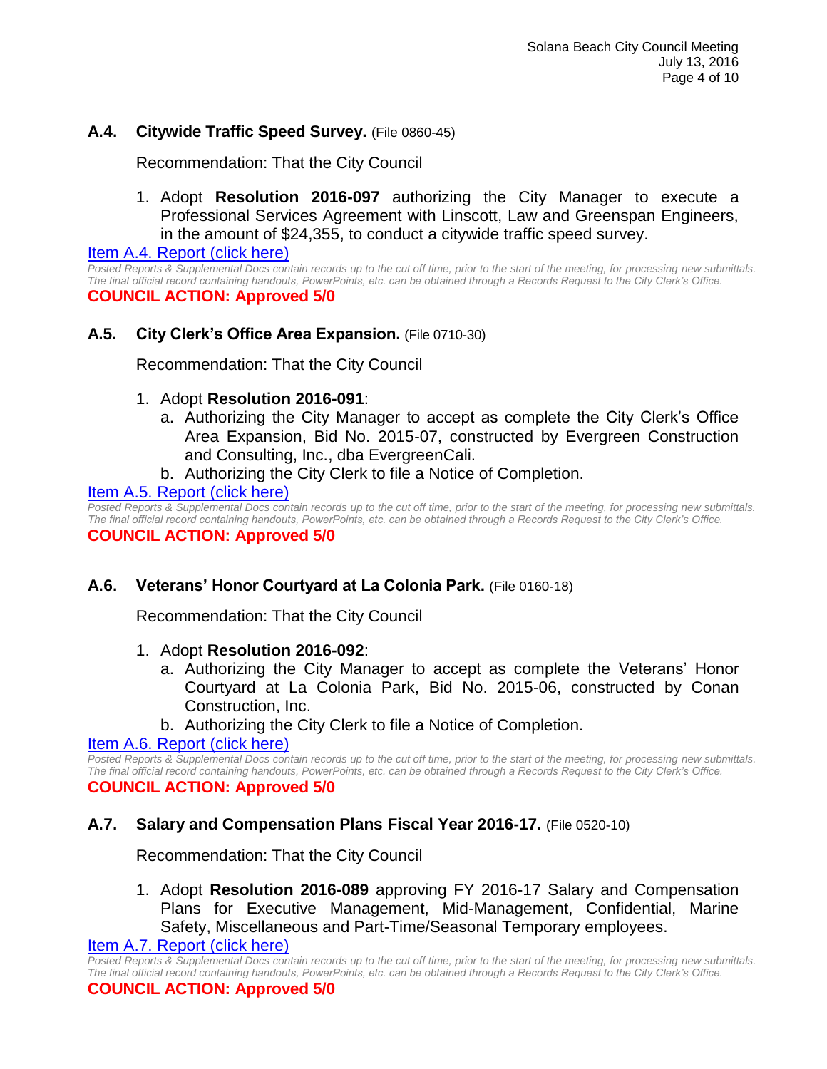### A.4. Citywide Traffic Speed Survey. (File 0860-45)

Recommendation: That the City Council

1. Adopt **Resolution 2016-097** authorizing the City Manager to execute a Professional Services Agreement with Linscott, Law and Greenspan Engineers, in the amount of $24,355, to conduct a citywide traffic speed survey.

Item A.4. Report (click here)

*Posted Reports & Supplemental Docs contain records up to the cut off time, prior to the start of the meeting, for processing new submittals. The final official record containing handouts, PowerPoints, etc. can be obtained through a Records Request to the City Clerk's Office.*

**COUNCIL ACTION: Approved 5/0**

### A.5. City Clerk's Office Area Expansion. (File 0710-30)

Recommendation: That the City Council

1. Adopt **Resolution 2016-091**:
   a. Authorizing the City Manager to accept as complete the City Clerk's Office Area Expansion, Bid No. 2015-07, constructed by Evergreen Construction and Consulting, Inc., dba EvergreenCali.
   b. Authorizing the City Clerk to file a Notice of Completion.

Item A.5. Report (click here)

*Posted Reports & Supplemental Docs contain records up to the cut off time, prior to the start of the meeting, for processing new submittals. The final official record containing handouts, PowerPoints, etc. can be obtained through a Records Request to the City Clerk's Office.*

**COUNCIL ACTION: Approved 5/0**

### A.6. Veterans' Honor Courtyard at La Colonia Park. (File 0160-18)

Recommendation: That the City Council

1. Adopt **Resolution 2016-092**:
   a. Authorizing the City Manager to accept as complete the Veterans' Honor Courtyard at La Colonia Park, Bid No. 2015-06, constructed by Conan Construction, Inc.
   b. Authorizing the City Clerk to file a Notice of Completion.

Item A.6. Report (click here)

*Posted Reports & Supplemental Docs contain records up to the cut off time, prior to the start of the meeting, for processing new submittals. The final official record containing handouts, PowerPoints, etc. can be obtained through a Records Request to the City Clerk's Office.*

**COUNCIL ACTION: Approved 5/0**

### A.7. Salary and Compensation Plans Fiscal Year 2016-17. (File 0520-10)

Recommendation: That the City Council

1. Adopt **Resolution 2016-089** approving FY 2016-17 Salary and Compensation Plans for Executive Management, Mid-Management, Confidential, Marine Safety, Miscellaneous and Part-Time/Seasonal Temporary employees.

Item A.7. Report (click here)

*Posted Reports & Supplemental Docs contain records up to the cut off time, prior to the start of the meeting, for processing new submittals. The final official record containing handouts, PowerPoints, etc. can be obtained through a Records Request to the City Clerk's Office.*

**COUNCIL ACTION: Approved 5/0**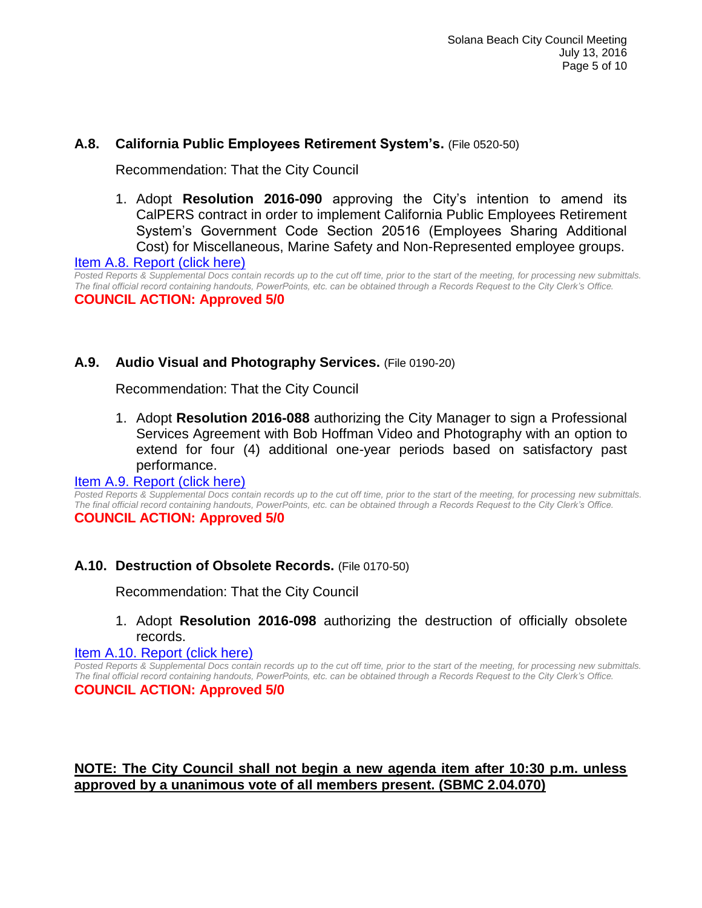### A.8. California Public Employees Retirement System's. (File 0520-50)

Recommendation: That the City Council

1. Adopt **Resolution 2016-090** approving the City's intention to amend its CalPERS contract in order to implement California Public Employees Retirement System's Government Code Section 20516 (Employees Sharing Additional Cost) for Miscellaneous, Marine Safety and Non-Represented employee groups.

Item A.8. Report (click here)

*Posted Reports & Supplemental Docs contain records up to the cut off time, prior to the start of the meeting, for processing new submittals. The final official record containing handouts, PowerPoints, etc. can be obtained through a Records Request to the City Clerk's Office.*

**COUNCIL ACTION: Approved 5/0**

### A.9. Audio Visual and Photography Services. (File 0190-20)

Recommendation: That the City Council

1. Adopt **Resolution 2016-088** authorizing the City Manager to sign a Professional Services Agreement with Bob Hoffman Video and Photography with an option to extend for four (4) additional one-year periods based on satisfactory past performance.

Item A.9. Report (click here)

*Posted Reports & Supplemental Docs contain records up to the cut off time, prior to the start of the meeting, for processing new submittals. The final official record containing handouts, PowerPoints, etc. can be obtained through a Records Request to the City Clerk's Office.*

**COUNCIL ACTION: Approved 5/0**

### A.10. Destruction of Obsolete Records. (File 0170-50)

Recommendation: That the City Council

1. Adopt **Resolution 2016-098** authorizing the destruction of officially obsolete records.

Item A.10. Report (click here)

*Posted Reports & Supplemental Docs contain records up to the cut off time, prior to the start of the meeting, for processing new submittals. The final official record containing handouts, PowerPoints, etc. can be obtained through a Records Request to the City Clerk's Office.*

**COUNCIL ACTION: Approved 5/0**

**NOTE: The City Council shall not begin a new agenda item after 10:30 p.m. unless approved by a unanimous vote of all members present. (SBMC 2.04.070)**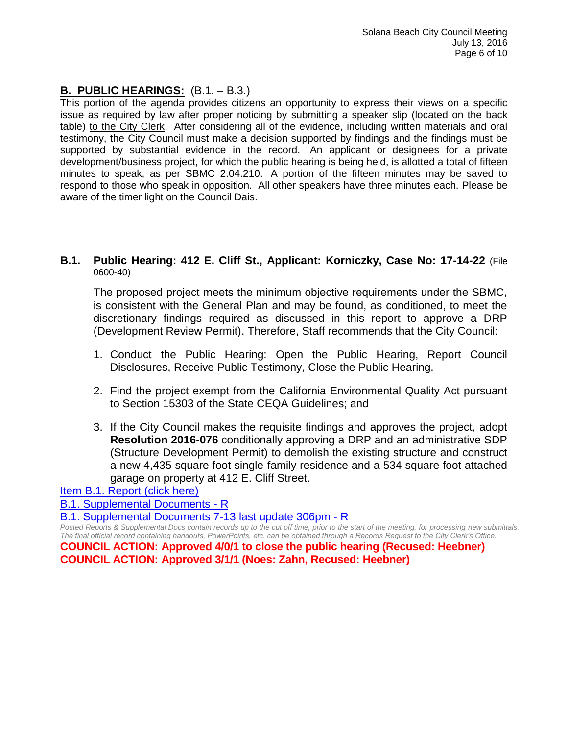## **B. PUBLIC HEARINGS:** (B.1. – B.3.)

This portion of the agenda provides citizens an opportunity to express their views on a specific issue as required by law after proper noticing by submitting a speaker slip (located on the back table) to the City Clerk. After considering all of the evidence, including written materials and oral testimony, the City Council must make a decision supported by findings and the findings must be supported by substantial evidence in the record. An applicant or designees for a private development/business project, for which the public hearing is being held, is allotted a total of fifteen minutes to speak, as per SBMC 2.04.210. A portion of the fifteen minutes may be saved to respond to those who speak in opposition. All other speakers have three minutes each. Please be aware of the timer light on the Council Dais.

### **B.1. Public Hearing: 412 E. Cliff St., Applicant: Korniczky, Case No: 17-14-22** (File 0600-40)

The proposed project meets the minimum objective requirements under the SBMC, is consistent with the General Plan and may be found, as conditioned, to meet the discretionary findings required as discussed in this report to approve a DRP (Development Review Permit). Therefore, Staff recommends that the City Council:

1. Conduct the Public Hearing: Open the Public Hearing, Report Council Disclosures, Receive Public Testimony, Close the Public Hearing.

2. Find the project exempt from the California Environmental Quality Act pursuant to Section 15303 of the State CEQA Guidelines; and

3. If the City Council makes the requisite findings and approves the project, adopt **Resolution 2016-076** conditionally approving a DRP and an administrative SDP (Structure Development Permit) to demolish the existing structure and construct a new 4,435 square foot single-family residence and a 534 square foot attached garage on property at 412 E. Cliff Street.

Item B.1. Report (click here)

B.1. Supplemental Documents - R

B.1. Supplemental Documents 7-13 last update 306pm - R

*Posted Reports & Supplemental Docs contain records up to the cut off time, prior to the start of the meeting, for processing new submittals. The final official record containing handouts, PowerPoints, etc. can be obtained through a Records Request to the City Clerk's Office.*

**COUNCIL ACTION: Approved 4/0/1 to close the public hearing (Recused: Heebner)**

**COUNCIL ACTION: Approved 3/1/1 (Noes: Zahn, Recused: Heebner)**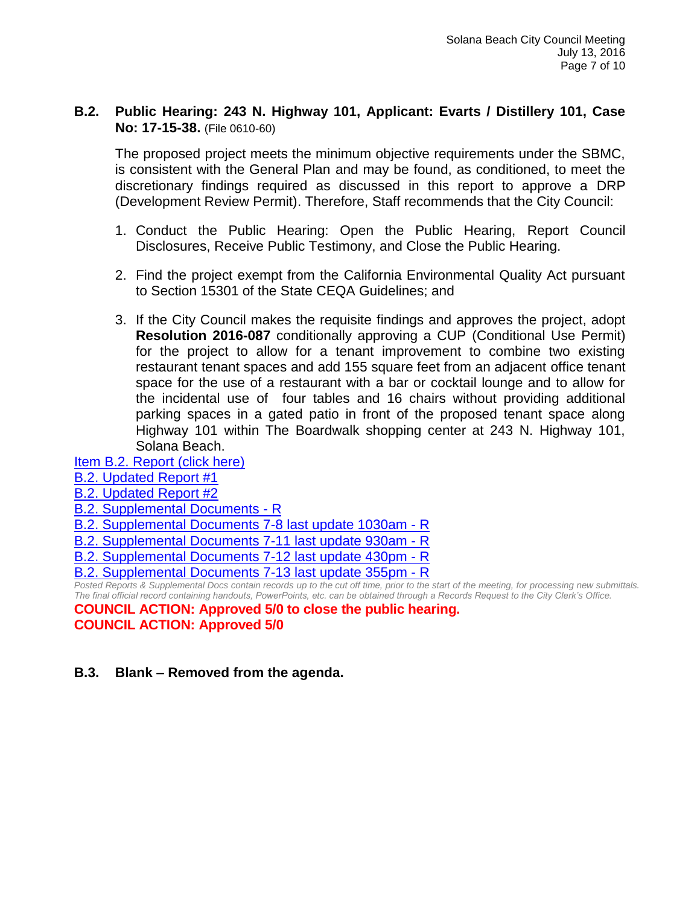### B.2. Public Hearing: 243 N. Highway 101, Applicant: Evarts / Distillery 101, Case No: 17-15-38. (File 0610-60)

The proposed project meets the minimum objective requirements under the SBMC, is consistent with the General Plan and may be found, as conditioned, to meet the discretionary findings required as discussed in this report to approve a DRP (Development Review Permit). Therefore, Staff recommends that the City Council:

1. Conduct the Public Hearing: Open the Public Hearing, Report Council Disclosures, Receive Public Testimony, and Close the Public Hearing.

2. Find the project exempt from the California Environmental Quality Act pursuant to Section 15301 of the State CEQA Guidelines; and

3. If the City Council makes the requisite findings and approves the project, adopt **Resolution 2016-087** conditionally approving a CUP (Conditional Use Permit) for the project to allow for a tenant improvement to combine two existing restaurant tenant spaces and add 155 square feet from an adjacent office tenant space for the use of a restaurant with a bar or cocktail lounge and to allow for the incidental use of four tables and 16 chairs without providing additional parking spaces in a gated patio in front of the proposed tenant space along Highway 101 within The Boardwalk shopping center at 243 N. Highway 101, Solana Beach.

Item B.2. Report (click here)
B.2. Updated Report #1
B.2. Updated Report #2
B.2. Supplemental Documents - R
B.2. Supplemental Documents 7-8 last update 1030am - R
B.2. Supplemental Documents 7-11 last update 930am - R
B.2. Supplemental Documents 7-12 last update 430pm - R
B.2. Supplemental Documents 7-13 last update 355pm - R

*Posted Reports & Supplemental Docs contain records up to the cut off time, prior to the start of the meeting, for processing new submittals. The final official record containing handouts, PowerPoints, etc. can be obtained through a Records Request to the City Clerk's Office.*

**COUNCIL ACTION: Approved 5/0 to close the public hearing.**
**COUNCIL ACTION: Approved 5/0**

### B.3. Blank – Removed from the agenda.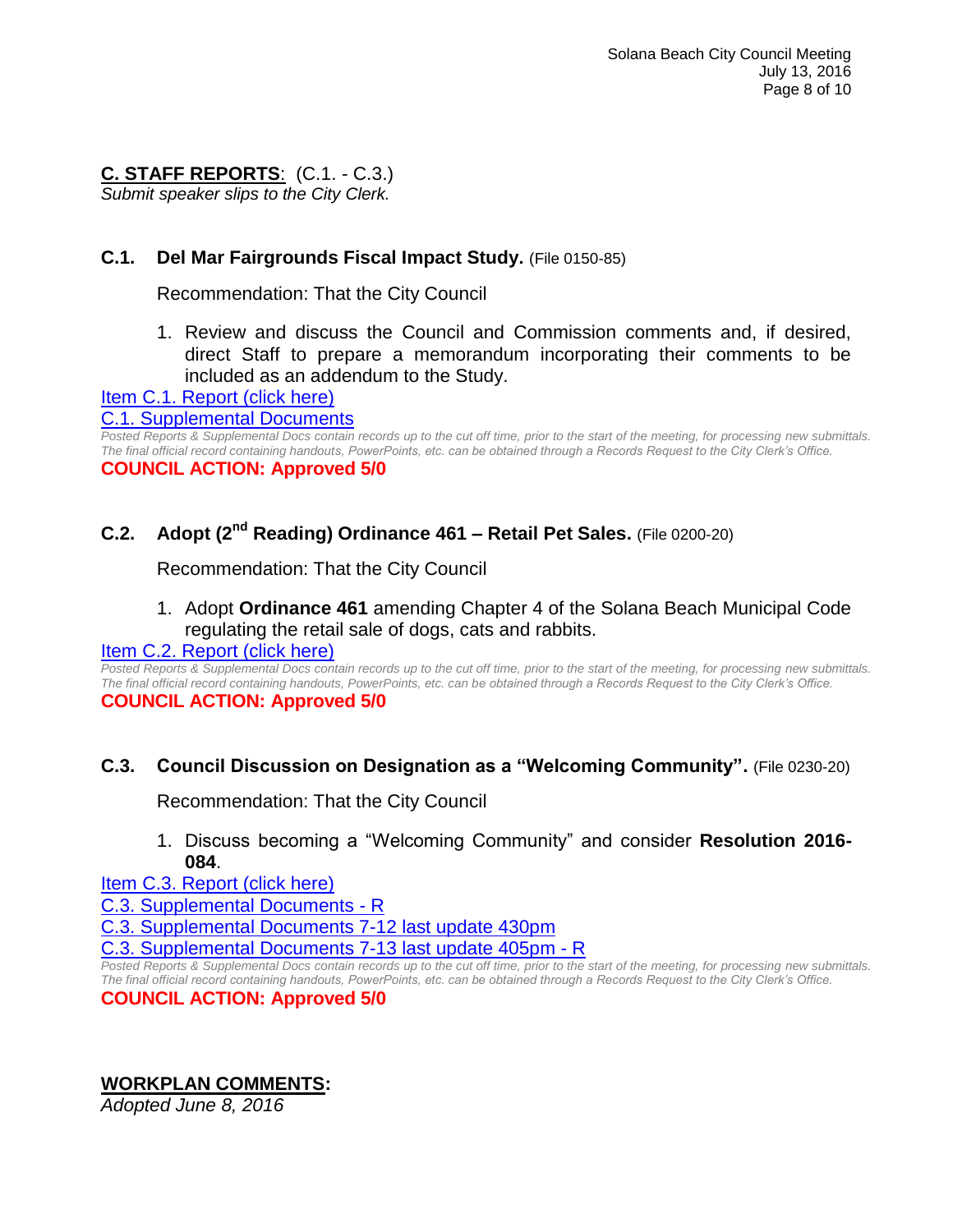## C. STAFF REPORTS: (C.1. - C.3.)

*Submit speaker slips to the City Clerk.*

### C.1. Del Mar Fairgrounds Fiscal Impact Study. (File 0150-85)

Recommendation: That the City Council

1. Review and discuss the Council and Commission comments and, if desired, direct Staff to prepare a memorandum incorporating their comments to be included as an addendum to the Study.

Item C.1. Report (click here)

C.1. Supplemental Documents

*Posted Reports & Supplemental Docs contain records up to the cut off time, prior to the start of the meeting, for processing new submittals. The final official record containing handouts, PowerPoints, etc. can be obtained through a Records Request to the City Clerk's Office.*

**COUNCIL ACTION: Approved 5/0**

### C.2. Adopt (2nd Reading) Ordinance 461 – Retail Pet Sales. (File 0200-20)

Recommendation: That the City Council

1. Adopt **Ordinance 461** amending Chapter 4 of the Solana Beach Municipal Code regulating the retail sale of dogs, cats and rabbits.

Item C.2. Report (click here)

*Posted Reports & Supplemental Docs contain records up to the cut off time, prior to the start of the meeting, for processing new submittals. The final official record containing handouts, PowerPoints, etc. can be obtained through a Records Request to the City Clerk's Office.*

**COUNCIL ACTION: Approved 5/0**

### C.3. Council Discussion on Designation as a "Welcoming Community". (File 0230-20)

Recommendation: That the City Council

1. Discuss becoming a "Welcoming Community" and consider **Resolution 2016-084**.

Item C.3. Report (click here)

C.3. Supplemental Documents - R

C.3. Supplemental Documents 7-12 last update 430pm

C.3. Supplemental Documents 7-13 last update 405pm - R

*Posted Reports & Supplemental Docs contain records up to the cut off time, prior to the start of the meeting, for processing new submittals. The final official record containing handouts, PowerPoints, etc. can be obtained through a Records Request to the City Clerk's Office.*

**COUNCIL ACTION: Approved 5/0**

## WORKPLAN COMMENTS:

*Adopted June 8, 2016*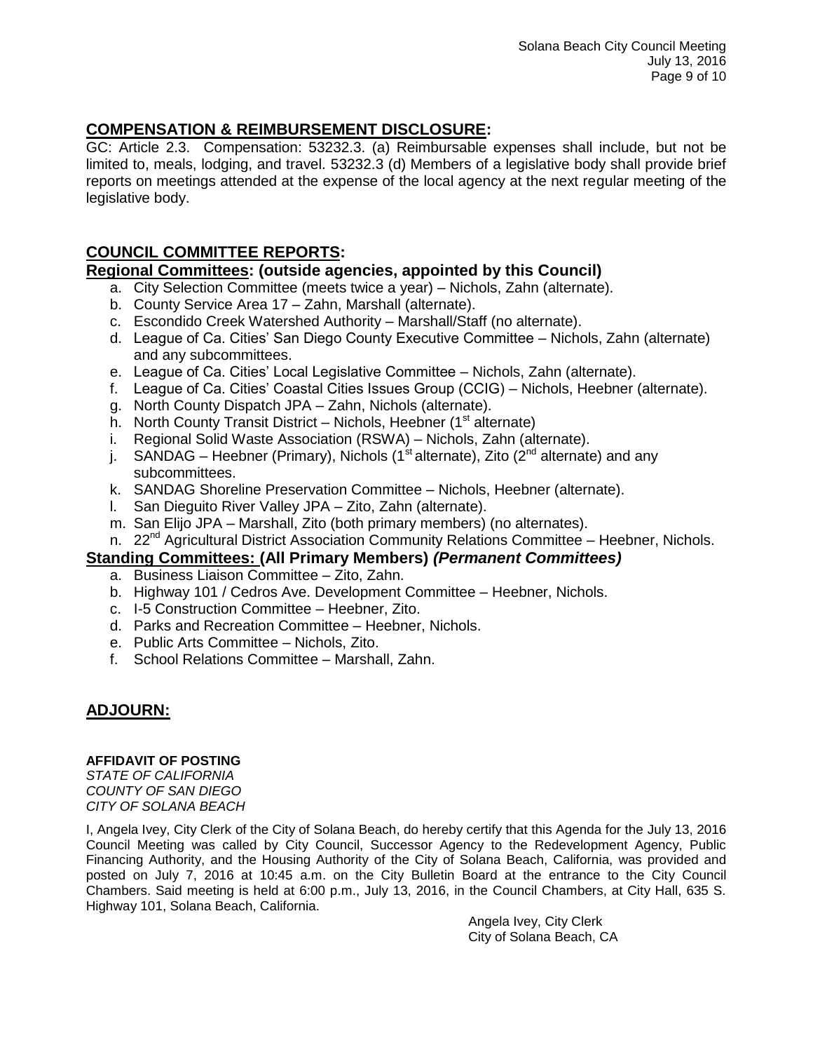## COMPENSATION & REIMBURSEMENT DISCLOSURE:

GC: Article 2.3. Compensation: 53232.3. (a) Reimbursable expenses shall include, but not be limited to, meals, lodging, and travel. 53232.3 (d) Members of a legislative body shall provide brief reports on meetings attended at the expense of the local agency at the next regular meeting of the legislative body.

## COUNCIL COMMITTEE REPORTS:

### Regional Committees: (outside agencies, appointed by this Council)

a. City Selection Committee (meets twice a year) – Nichols, Zahn (alternate).
b. County Service Area 17 – Zahn, Marshall (alternate).
c. Escondido Creek Watershed Authority – Marshall/Staff (no alternate).
d. League of Ca. Cities' San Diego County Executive Committee – Nichols, Zahn (alternate) and any subcommittees.
e. League of Ca. Cities' Local Legislative Committee – Nichols, Zahn (alternate).
f. League of Ca. Cities' Coastal Cities Issues Group (CCIG) – Nichols, Heebner (alternate).
g. North County Dispatch JPA – Zahn, Nichols (alternate).
h. North County Transit District – Nichols, Heebner (1st alternate)
i. Regional Solid Waste Association (RSWA) – Nichols, Zahn (alternate).
j. SANDAG – Heebner (Primary), Nichols (1st alternate), Zito (2nd alternate) and any subcommittees.
k. SANDAG Shoreline Preservation Committee – Nichols, Heebner (alternate).
l. San Dieguito River Valley JPA – Zito, Zahn (alternate).
m. San Elijo JPA – Marshall, Zito (both primary members) (no alternates).
n. 22nd Agricultural District Association Community Relations Committee – Heebner, Nichols.

### Standing Committees: (All Primary Members) *(Permanent Committees)*

a. Business Liaison Committee – Zito, Zahn.
b. Highway 101 / Cedros Ave. Development Committee – Heebner, Nichols.
c. I-5 Construction Committee – Heebner, Zito.
d. Parks and Recreation Committee – Heebner, Nichols.
e. Public Arts Committee – Nichols, Zito.
f. School Relations Committee – Marshall, Zahn.

## ADJOURN:

**AFFIDAVIT OF POSTING**
*STATE OF CALIFORNIA*
*COUNTY OF SAN DIEGO*
*CITY OF SOLANA BEACH*

I, Angela Ivey, City Clerk of the City of Solana Beach, do hereby certify that this Agenda for the July 13, 2016 Council Meeting was called by City Council, Successor Agency to the Redevelopment Agency, Public Financing Authority, and the Housing Authority of the City of Solana Beach, California, was provided and posted on July 7, 2016 at 10:45 a.m. on the City Bulletin Board at the entrance to the City Council Chambers. Said meeting is held at 6:00 p.m., July 13, 2016, in the Council Chambers, at City Hall, 635 S. Highway 101, Solana Beach, California.

Angela Ivey, City Clerk
City of Solana Beach, CA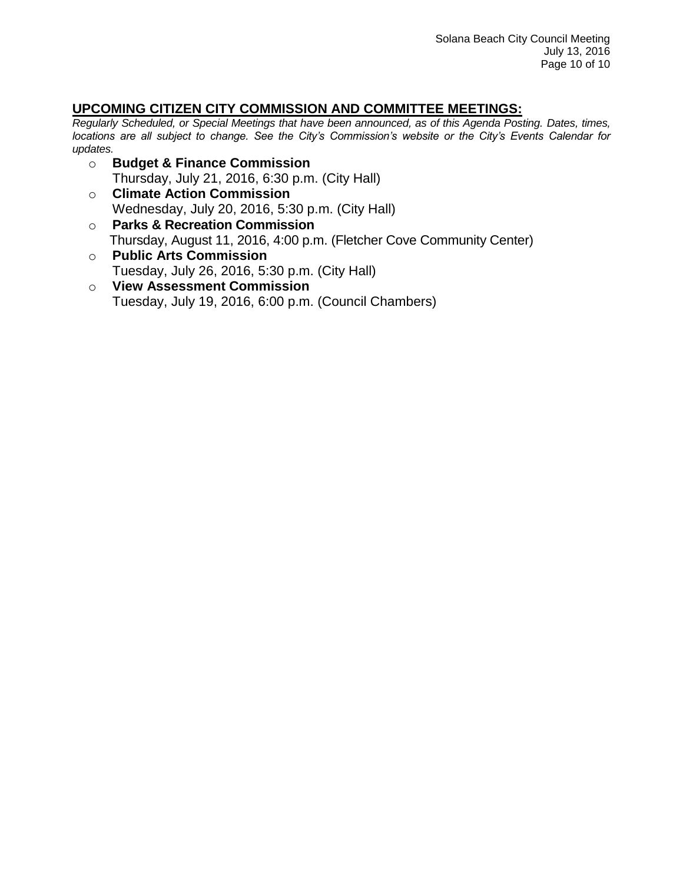## UPCOMING CITIZEN CITY COMMISSION AND COMMITTEE MEETINGS:

*Regularly Scheduled, or Special Meetings that have been announced, as of this Agenda Posting. Dates, times, locations are all subject to change. See the City's Commission's website or the City's Events Calendar for updates.*

- **Budget & Finance Commission**
  Thursday, July 21, 2016, 6:30 p.m. (City Hall)
- **Climate Action Commission**
  Wednesday, July 20, 2016, 5:30 p.m. (City Hall)
- **Parks & Recreation Commission**
  Thursday, August 11, 2016, 4:00 p.m. (Fletcher Cove Community Center)
- **Public Arts Commission**
  Tuesday, July 26, 2016, 5:30 p.m. (City Hall)
- **View Assessment Commission**
  Tuesday, July 19, 2016, 6:00 p.m. (Council Chambers)